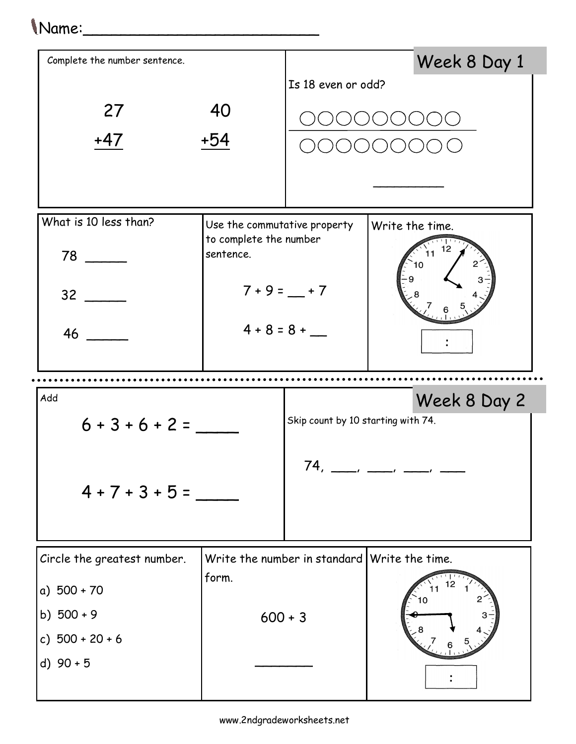Name:_________________________

## Week 8 Day 1

Complete the number sentence.

$$\begin{array}{r} 27 \\ +47 \\ \hline \end{array} \qquad \begin{array}{r} 40 \\ +54 \\ \hline \end{array}$$

Is 18 even or odd?

○○○○○○○○○
○○○○○○○○○

_________

What is 10 less than?

78 _____

32 _____

46 _____

Use the commutative property to complete the number sentence.

7 + 9 = __ + 7

4 + 8 = 8 + __

Write the time.

[ : ]

---

## Week 8 Day 2

Add

6 + 3 + 6 + 2 = ____

4 + 7 + 3 + 5 = ____

Skip count by 10 starting with 74.

74, ___, ___, ___, ___

Circle the greatest number.

a) 500 + 70

b) 500 + 9

c) 500 + 20 + 6

d) 90 + 5

Write the number in standard form.

600 + 3

________

Write the time.

[ : ]

www.2ndgradeworksheets.net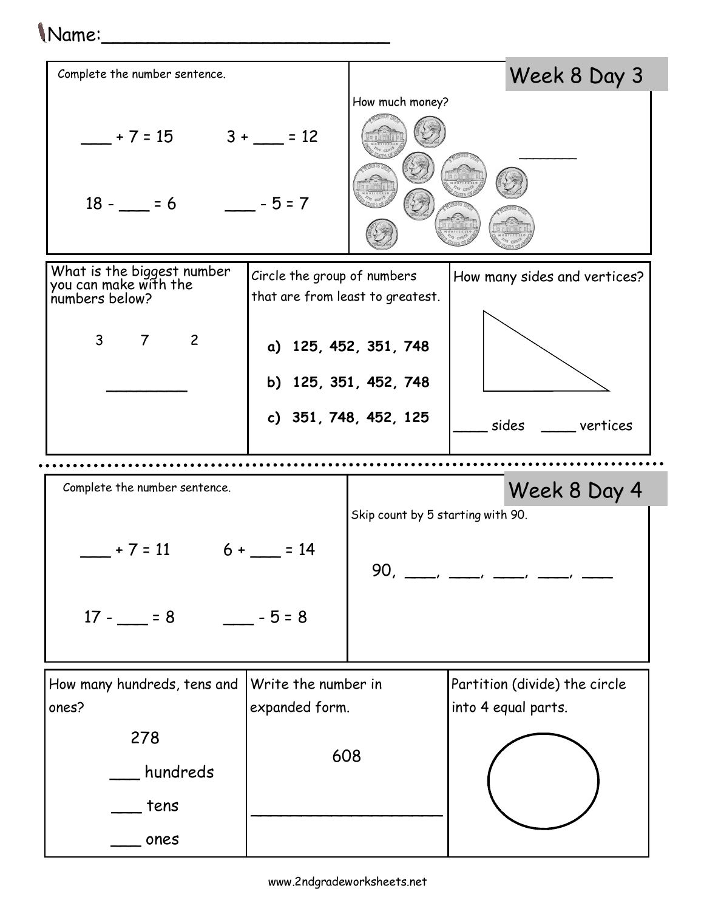Name:___________________________

## Week 8 Day 3

Complete the number sentence.

___ + 7 = 15        3 + ___ = 12

18 - ___ = 6        ___ - 5 = 7

How much money?

_______

What is the biggest number you can make with the numbers below?

3    7    2

_________

Circle the group of numbers that are from least to greatest.

**a) 125, 452, 351, 748**

**b) 125, 351, 452, 748**

**c) 351, 748, 452, 125**

How many sides and vertices?

____ sides    ____ vertices

## Week 8 Day 4

Complete the number sentence.

___ + 7 = 11        6 + ___ = 14

17 - ___ = 8        ___ - 5 = 8

Skip count by 5 starting with 90.

90, ____, ____, ____, ____, ____

How many hundreds, tens and ones?

278

___ hundreds

___ tens

___ ones

Write the number in expanded form.

608

_____________________

Partition (divide) the circle into 4 equal parts.

www.2ndgradeworksheets.net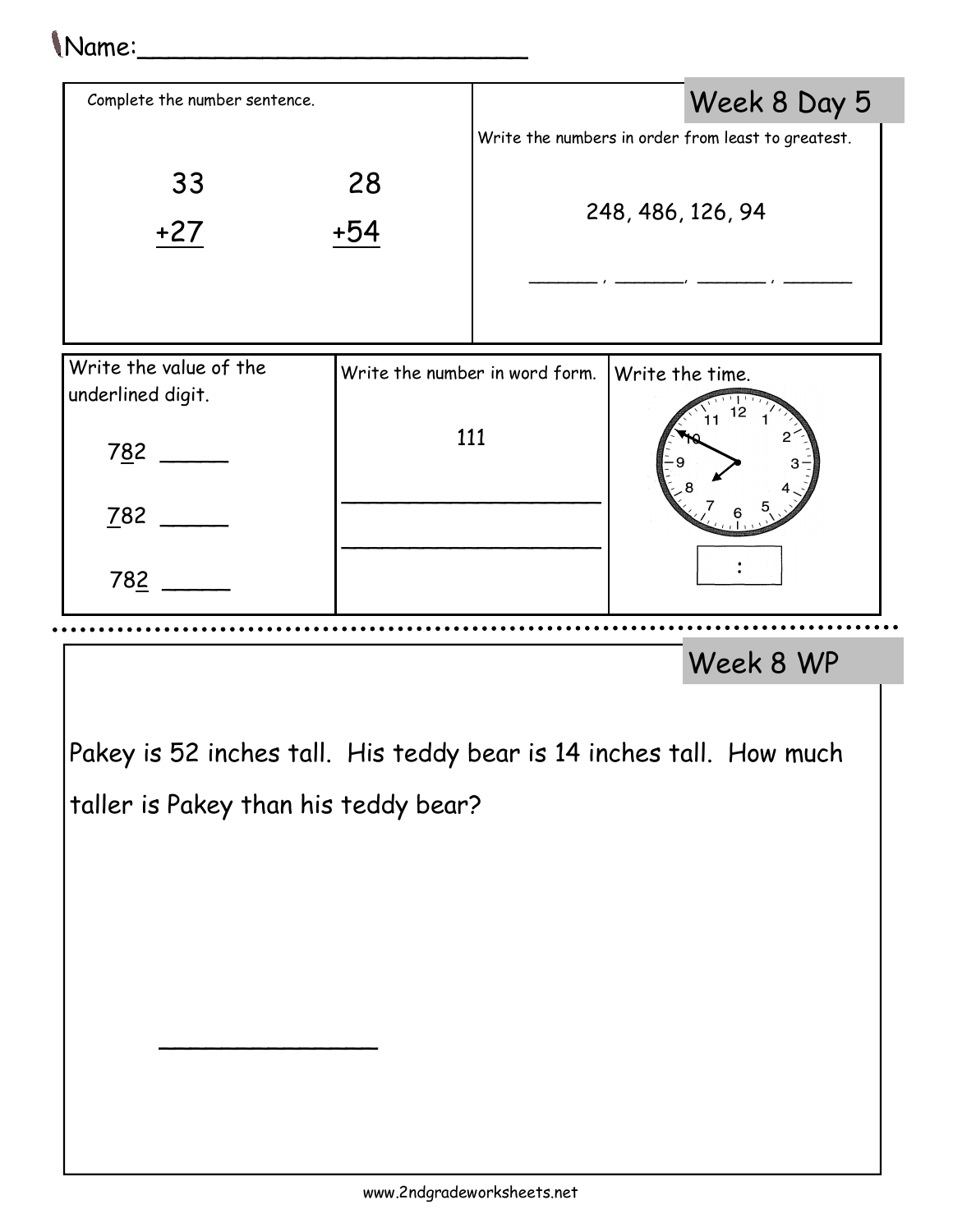Name:_________________________

## Week 8 Day 5

Complete the number sentence.

$$\begin{array}{r} 33 \\ +27 \\ \hline \end{array} \qquad \begin{array}{r} 28 \\ +54 \\ \hline \end{array}$$

Write the numbers in order from least to greatest.

248, 486, 126, 94

_______ , _______, _______ , _______

Write the value of the underlined digit.

7<u>8</u>2 _____

<u>7</u>82 _____

78<u>2</u> _____

Write the number in word form.

111

______________________

______________________

Write the time.

:

## Week 8 WP

Pakey is 52 inches tall. His teddy bear is 14 inches tall. How much taller is Pakey than his teddy bear?

_______________

www.2ndgradeworksheets.net